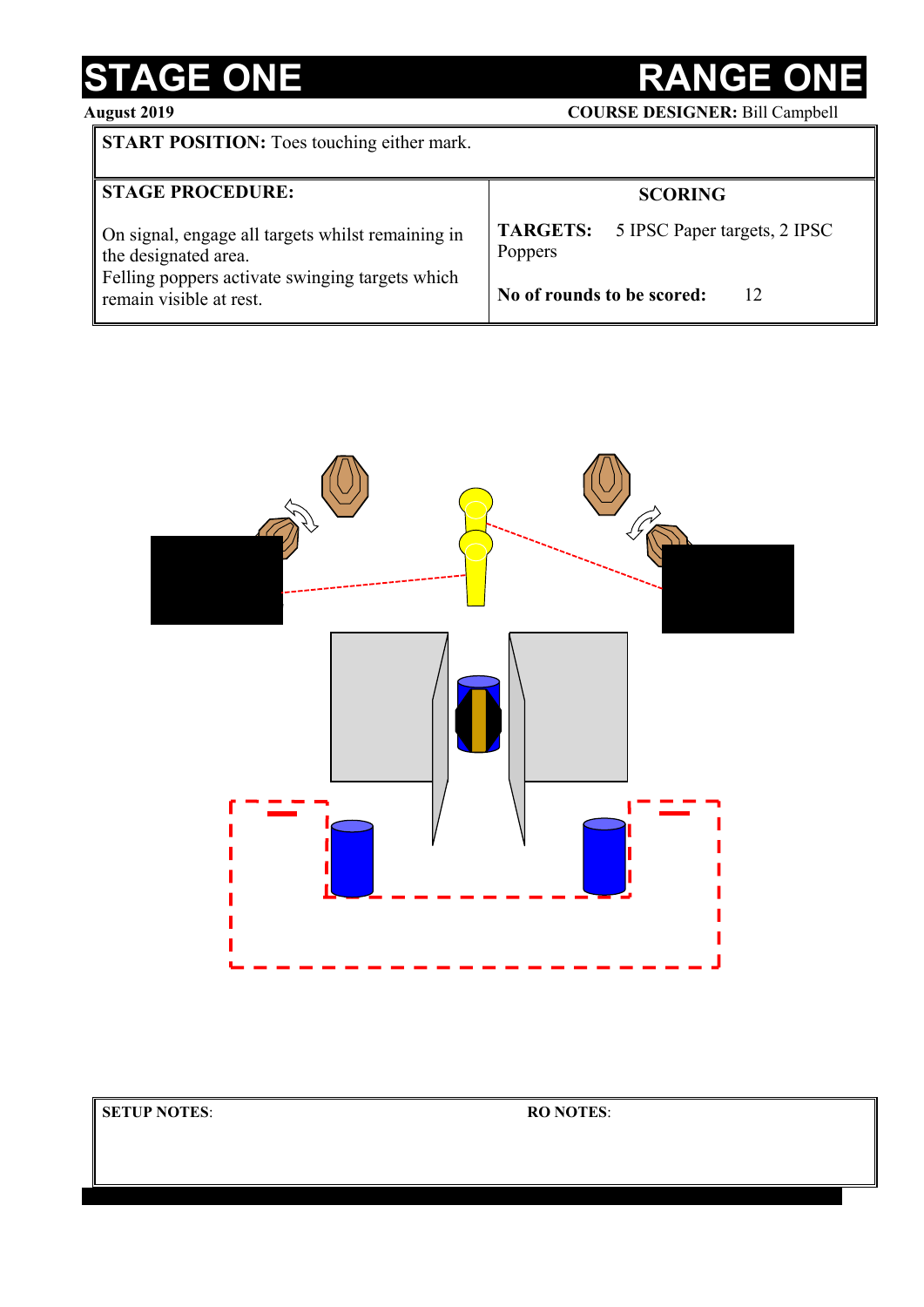# STAGE ONE — RANGE ONE

**August 2019** — **COURSE DESIGNER:** Bill Campbell

**START POSITION:** Toes touching either mark.

| **STAGE PROCEDURE:** | **SCORING** |
| --- | --- |
| On signal, engage all targets whilst remaining in the designated area. Felling poppers activate swinging targets which remain visible at rest. | **TARGETS:** 5 IPSC Paper targets, 2 IPSC Poppers<br><br>**No of rounds to be scored:** 12 |

| **SETUP NOTES**: | **RO NOTES**: |
| --- | --- |
| | |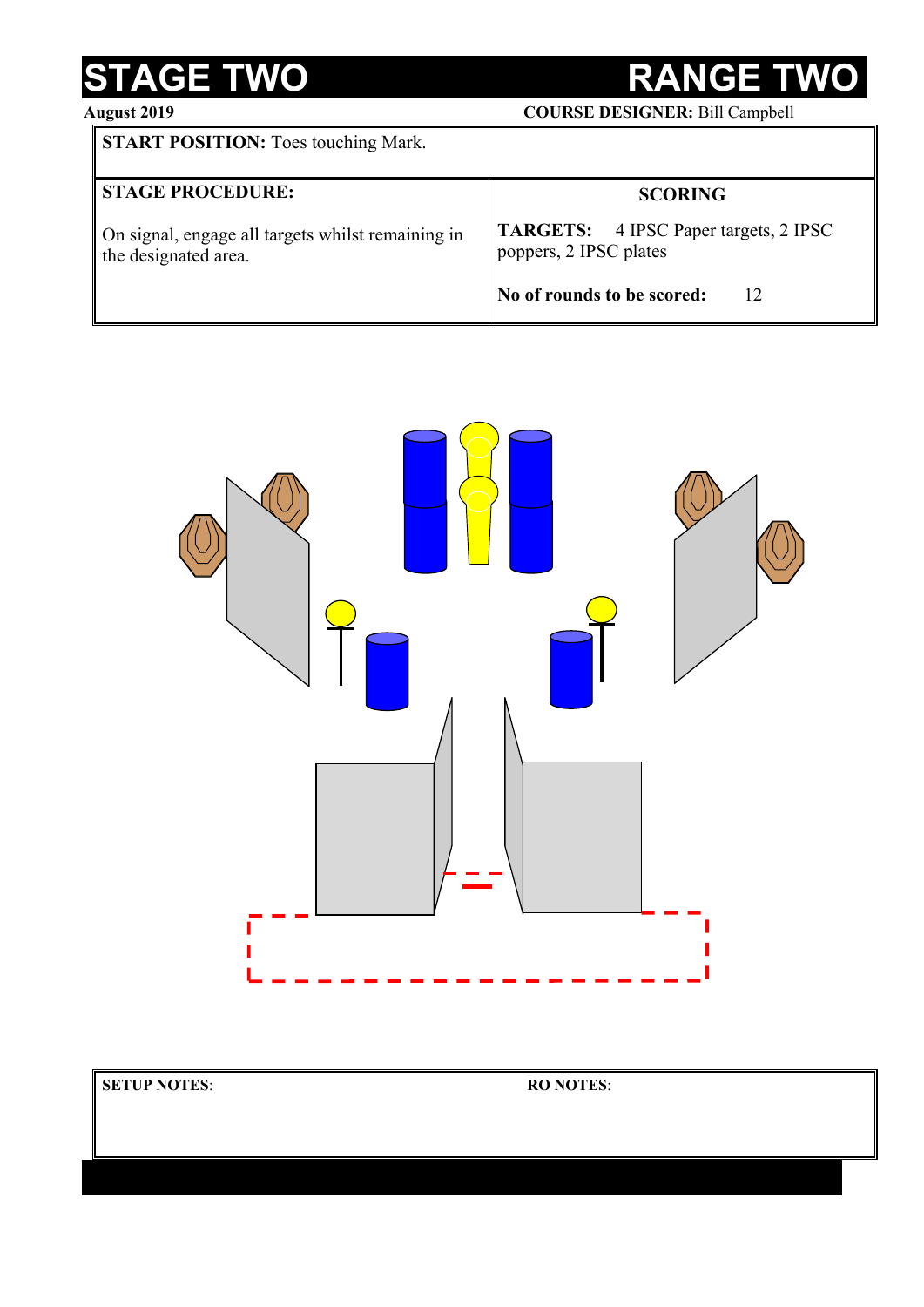# STAGE TWO — RANGE TWO

**August 2019** **COURSE DESIGNER:** Bill Campbell

**START POSITION:** Toes touching Mark.

| STAGE PROCEDURE: | SCORING |
|---|---|
| On signal, engage all targets whilst remaining in the designated area. | **TARGETS:** 4 IPSC Paper targets, 2 IPSC poppers, 2 IPSC plates<br><br>**No of rounds to be scored:** 12 |

| SETUP NOTES: | RO NOTES: |
|---|---|
| | |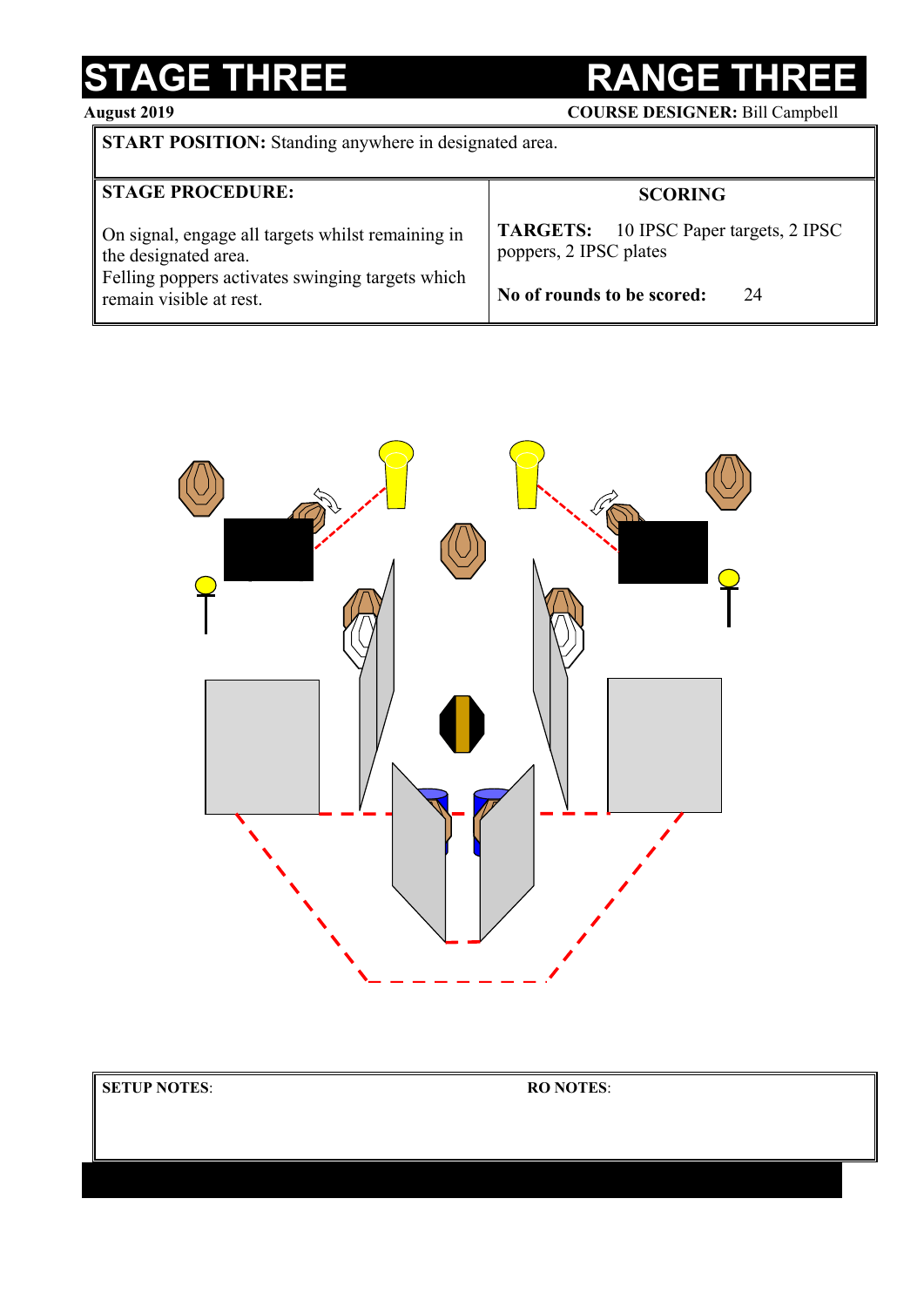# STAGE THREE — RANGE THREE

**August 2019** — **COURSE DESIGNER:** Bill Campbell

**START POSITION:** Standing anywhere in designated area.

| **STAGE PROCEDURE:** | **SCORING** |
|---|---|
| On signal, engage all targets whilst remaining in the designated area.<br>Felling poppers activates swinging targets which remain visible at rest. | **TARGETS:** 10 IPSC Paper targets, 2 IPSC poppers, 2 IPSC plates<br><br>**No of rounds to be scored:** 24 |

**SETUP NOTES**:

**RO NOTES**: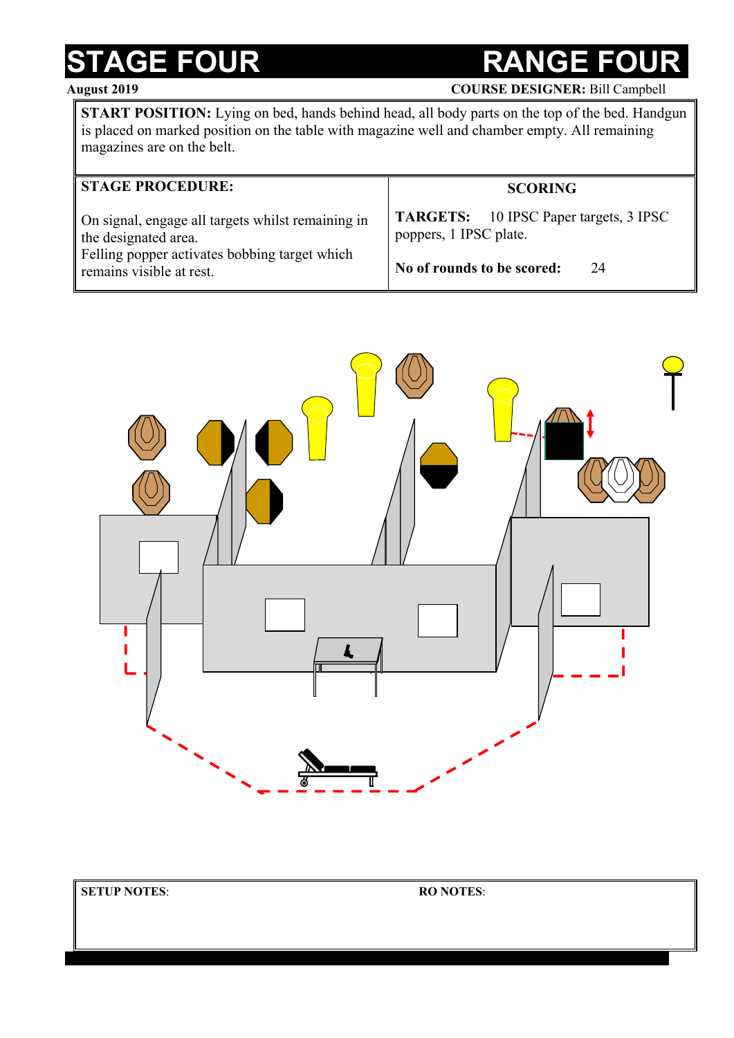# STAGE FOUR — RANGE FOUR

**August 2019** **COURSE DESIGNER:** Bill Campbell

**START POSITION:** Lying on bed, hands behind head, all body parts on the top of the bed. Handgun is placed on marked position on the table with magazine well and chamber empty. All remaining magazines are on the belt.

| STAGE PROCEDURE: | SCORING |
|---|---|
| On signal, engage all targets whilst remaining in the designated area.<br>Felling popper activates bobbing target which remains visible at rest. | **TARGETS:** 10 IPSC Paper targets, 3 IPSC poppers, 1 IPSC plate.<br><br>**No of rounds to be scored:** 24 |

| SETUP NOTES: | RO NOTES: |
|---|---|
| | |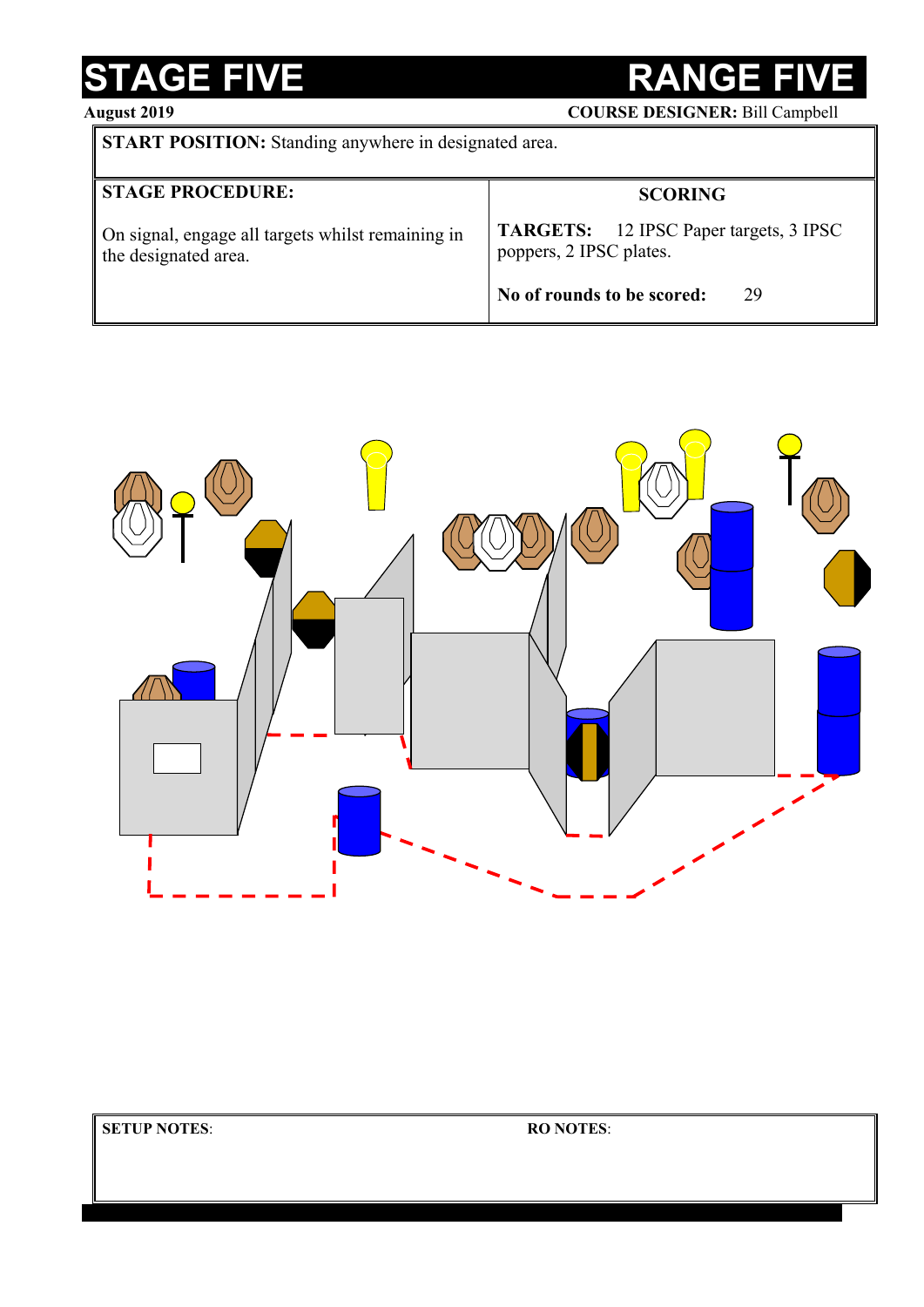# STAGE FIVE RANGE FIVE

**August 2019** **COURSE DESIGNER:** Bill Campbell

**START POSITION:** Standing anywhere in designated area.

| **STAGE PROCEDURE:** | **SCORING** |
|---|---|
| On signal, engage all targets whilst remaining in the designated area. | **TARGETS:** 12 IPSC Paper targets, 3 IPSC poppers, 2 IPSC plates. |
| | **No of rounds to be scored:** 29 |

**SETUP NOTES**:

**RO NOTES**: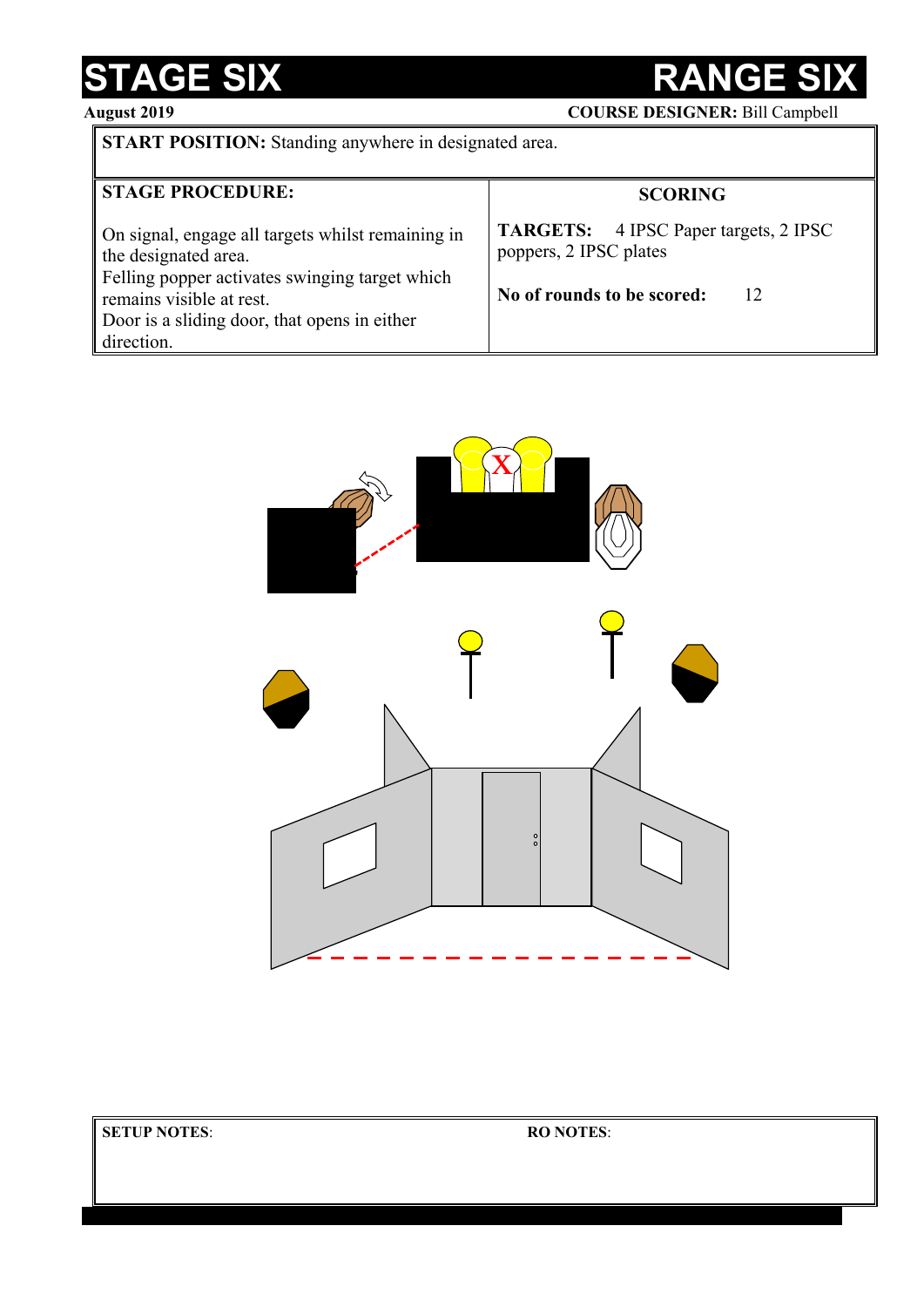# STAGE SIX — RANGE SIX

**August 2019** — **COURSE DESIGNER:** Bill Campbell

**START POSITION:** Standing anywhere in designated area.

| STAGE PROCEDURE: | SCORING |
|---|---|
| On signal, engage all targets whilst remaining in the designated area. Felling popper activates swinging target which remains visible at rest. Door is a sliding door, that opens in either direction. | **TARGETS:** 4 IPSC Paper targets, 2 IPSC poppers, 2 IPSC plates<br><br>**No of rounds to be scored:** 12 |

**SETUP NOTES**:

**RO NOTES**: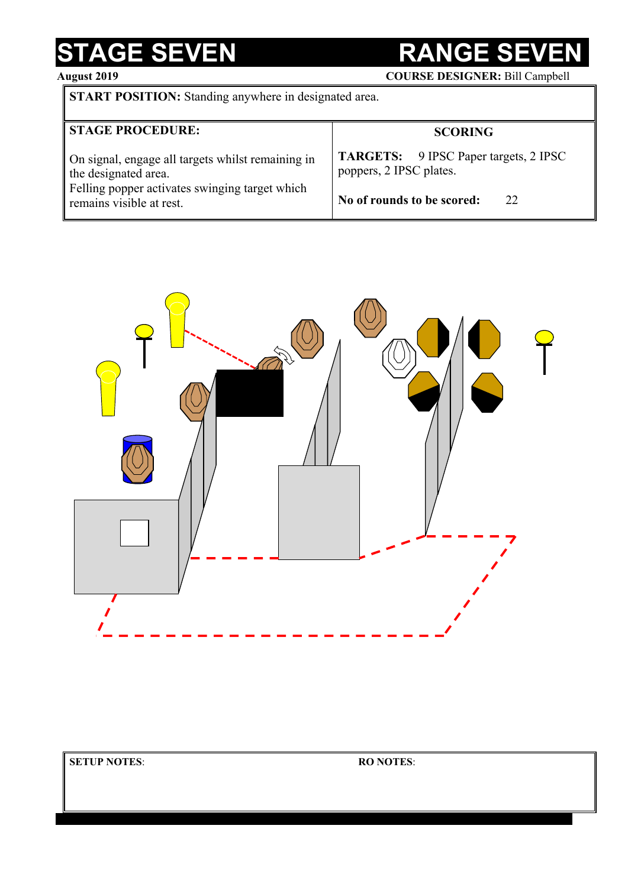# STAGE SEVEN — RANGE SEVEN

**August 2019** — **COURSE DESIGNER:** Bill Campbell

**START POSITION:** Standing anywhere in designated area.

| **STAGE PROCEDURE:** | **SCORING** |
|---|---|
| On signal, engage all targets whilst remaining in the designated area. Felling popper activates swinging target which remains visible at rest. | **TARGETS:** 9 IPSC Paper targets, 2 IPSC poppers, 2 IPSC plates. **No of rounds to be scored:** 22 |

| **SETUP NOTES**: | **RO NOTES**: |
|---|---|
| | |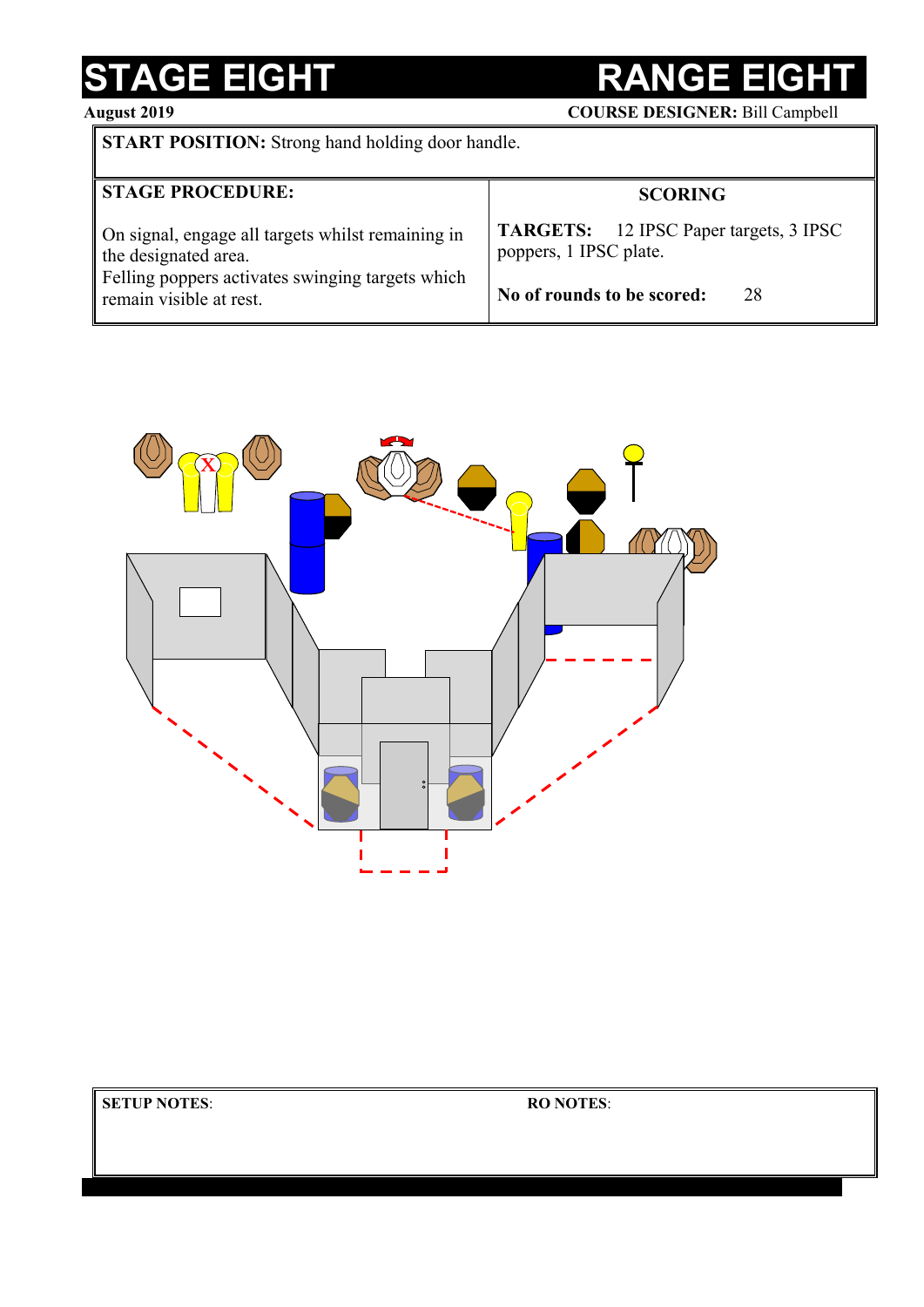# STAGE EIGHT

# RANGE EIGHT

**August 2019**

**COURSE DESIGNER:** Bill Campbell

**START POSITION:** Strong hand holding door handle.

| **STAGE PROCEDURE:** | **SCORING** |
|---|---|
| On signal, engage all targets whilst remaining in the designated area.<br>Felling poppers activates swinging targets which remain visible at rest. | **TARGETS:** 12 IPSC Paper targets, 3 IPSC poppers, 1 IPSC plate.<br><br>**No of rounds to be scored:** 28 |

| **SETUP NOTES**: | **RO NOTES**: |
|---|---|
| | |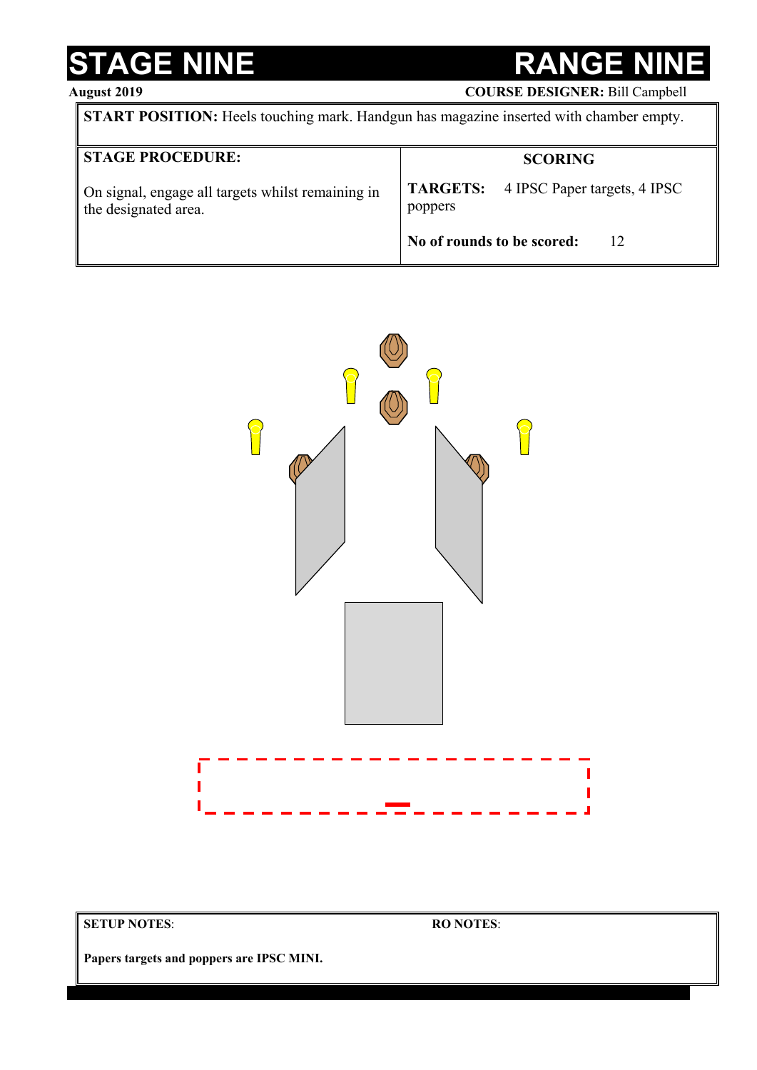# STAGE NINE — RANGE NINE

**August 2019** **COURSE DESIGNER:** Bill Campbell

**START POSITION:** Heels touching mark. Handgun has magazine inserted with chamber empty.

| **STAGE PROCEDURE:** | **SCORING** |
|---|---|
| On signal, engage all targets whilst remaining in the designated area. | **TARGETS:** 4 IPSC Paper targets, 4 IPSC poppers |
| | **No of rounds to be scored:** 12 |

**SETUP NOTES**:

**Papers targets and poppers are IPSC MINI.**

**RO NOTES**: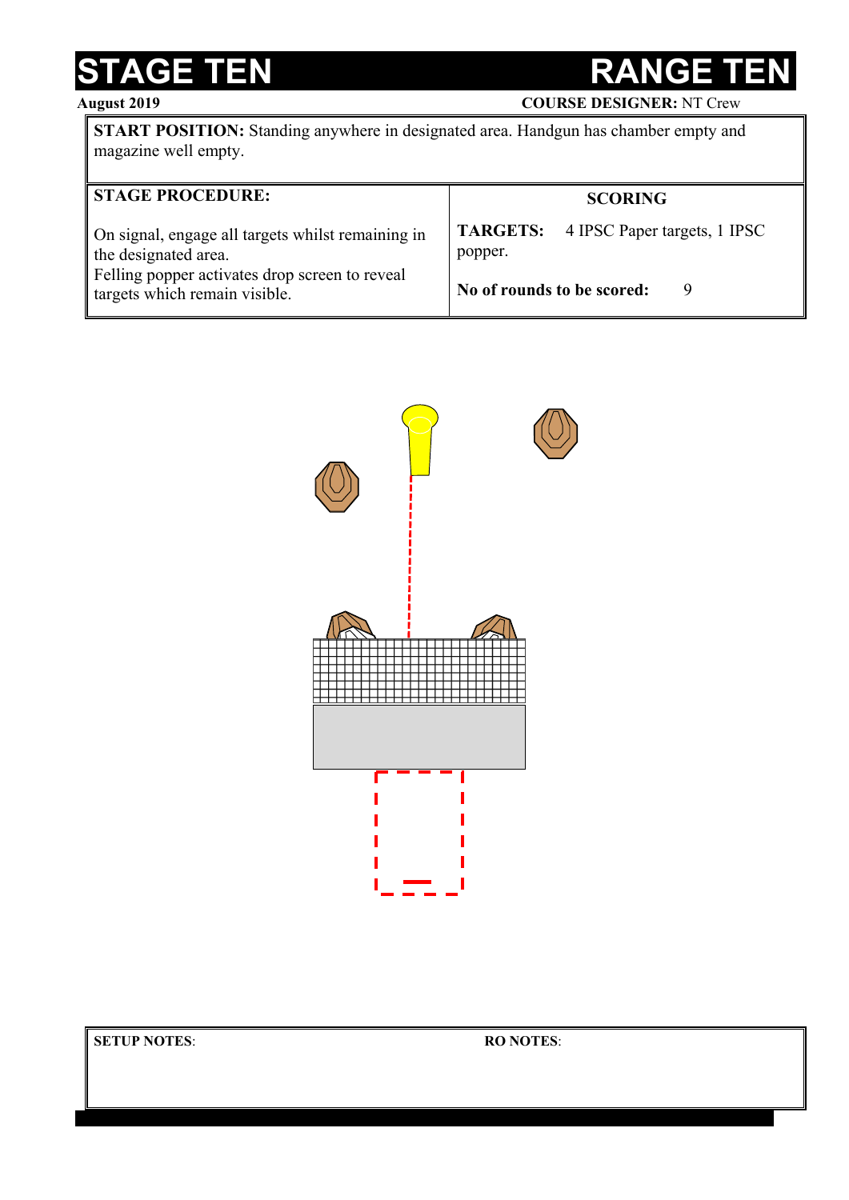# STAGE TEN — RANGE TEN

**August 2019** — **COURSE DESIGNER:** NT Crew

**START POSITION:** Standing anywhere in designated area. Handgun has chamber empty and magazine well empty.

| STAGE PROCEDURE: | SCORING |
|---|---|
| On signal, engage all targets whilst remaining in the designated area. Felling popper activates drop screen to reveal targets which remain visible. | **TARGETS:** 4 IPSC Paper targets, 1 IPSC popper. **No of rounds to be scored:** 9 |

**SETUP NOTES**:

**RO NOTES**: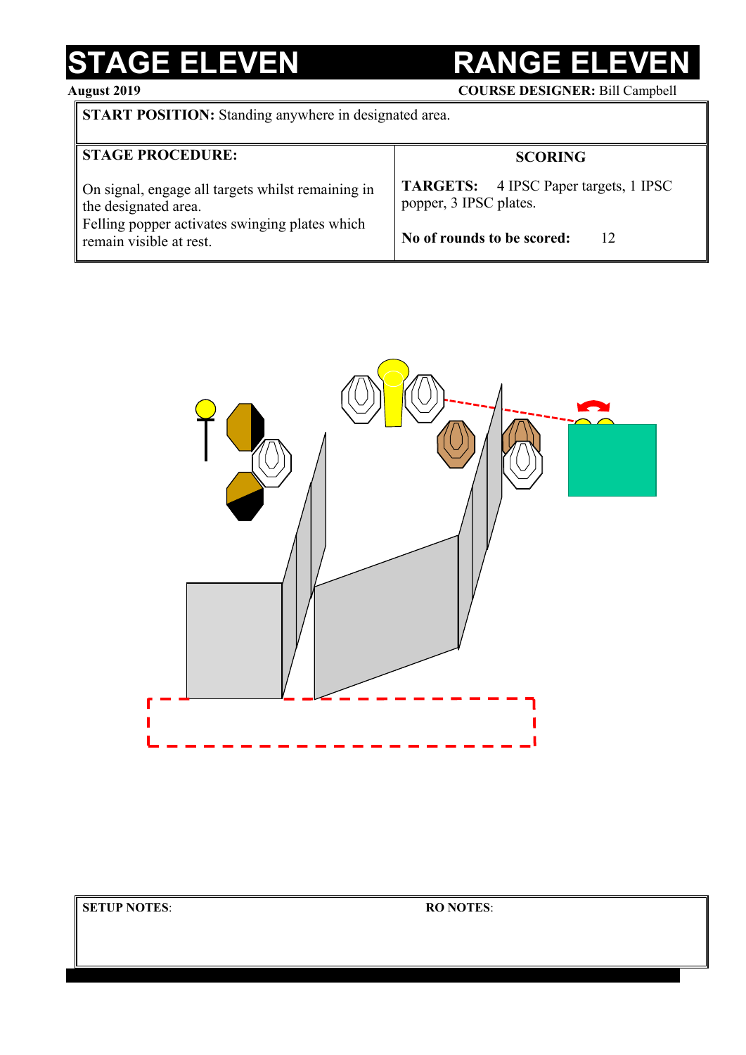# STAGE ELEVEN — RANGE ELEVEN

**August 2019** — **COURSE DESIGNER:** Bill Campbell

**START POSITION:** Standing anywhere in designated area.

| STAGE PROCEDURE: | SCORING |
|---|---|
| On signal, engage all targets whilst remaining in the designated area. Felling popper activates swinging plates which remain visible at rest. | **TARGETS:** 4 IPSC Paper targets, 1 IPSC popper, 3 IPSC plates. **No of rounds to be scored:** 12 |

| SETUP NOTES: | RO NOTES: |
|---|---|
| | |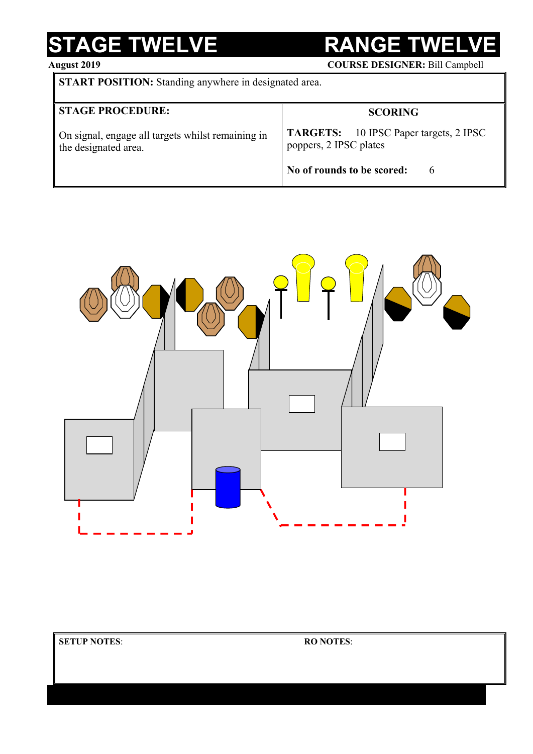# STAGE TWELVE

# RANGE TWELVE

**August 2019**

**COURSE DESIGNER:** Bill Campbell

**START POSITION:** Standing anywhere in designated area.

| **STAGE PROCEDURE:** | **SCORING** |
|---|---|
| On signal, engage all targets whilst remaining in the designated area. | **TARGETS:** 10 IPSC Paper targets, 2 IPSC poppers, 2 IPSC plates<br><br>**No of rounds to be scored:** 6 |

| **SETUP NOTES**: | **RO NOTES**: |
|---|---|
| | |